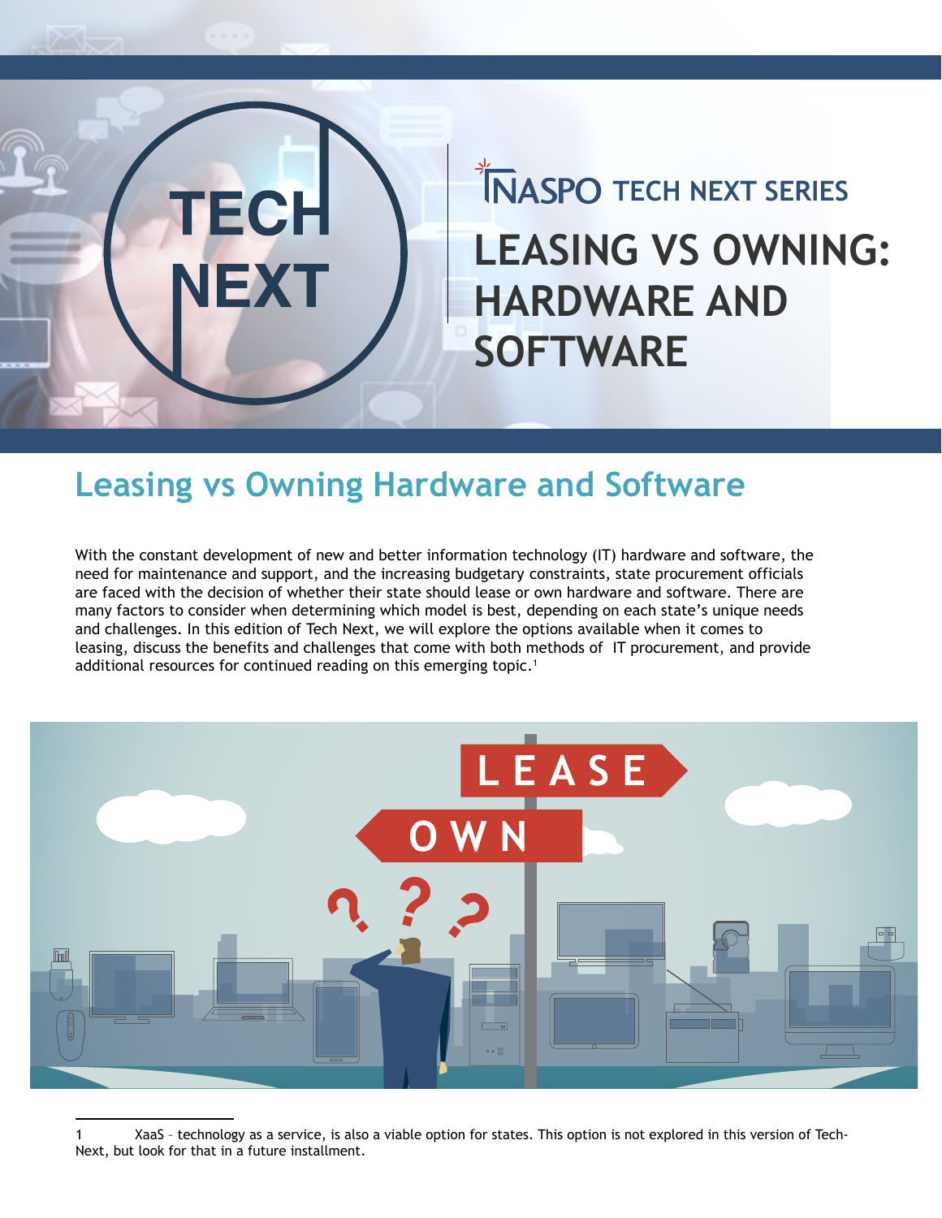NASPO TECH NEXT SERIES

# LEASING VS OWNING: HARDWARE AND SOFTWARE

## Leasing vs Owning Hardware and Software

With the constant development of new and better information technology (IT) hardware and software, the need for maintenance and support, and the increasing budgetary constraints, state procurement officials are faced with the decision of whether their state should lease or own hardware and software. There are many factors to consider when determining which model is best, depending on each state's unique needs and challenges. In this edition of Tech Next, we will explore the options available when it comes to leasing, discuss the benefits and challenges that come with both methods of IT procurement, and provide additional resources for continued reading on this emerging topic.[1]

---

1 XaaS – technology as a service, is also a viable option for states. This option is not explored in this version of Tech-Next, but look for that in a future installment.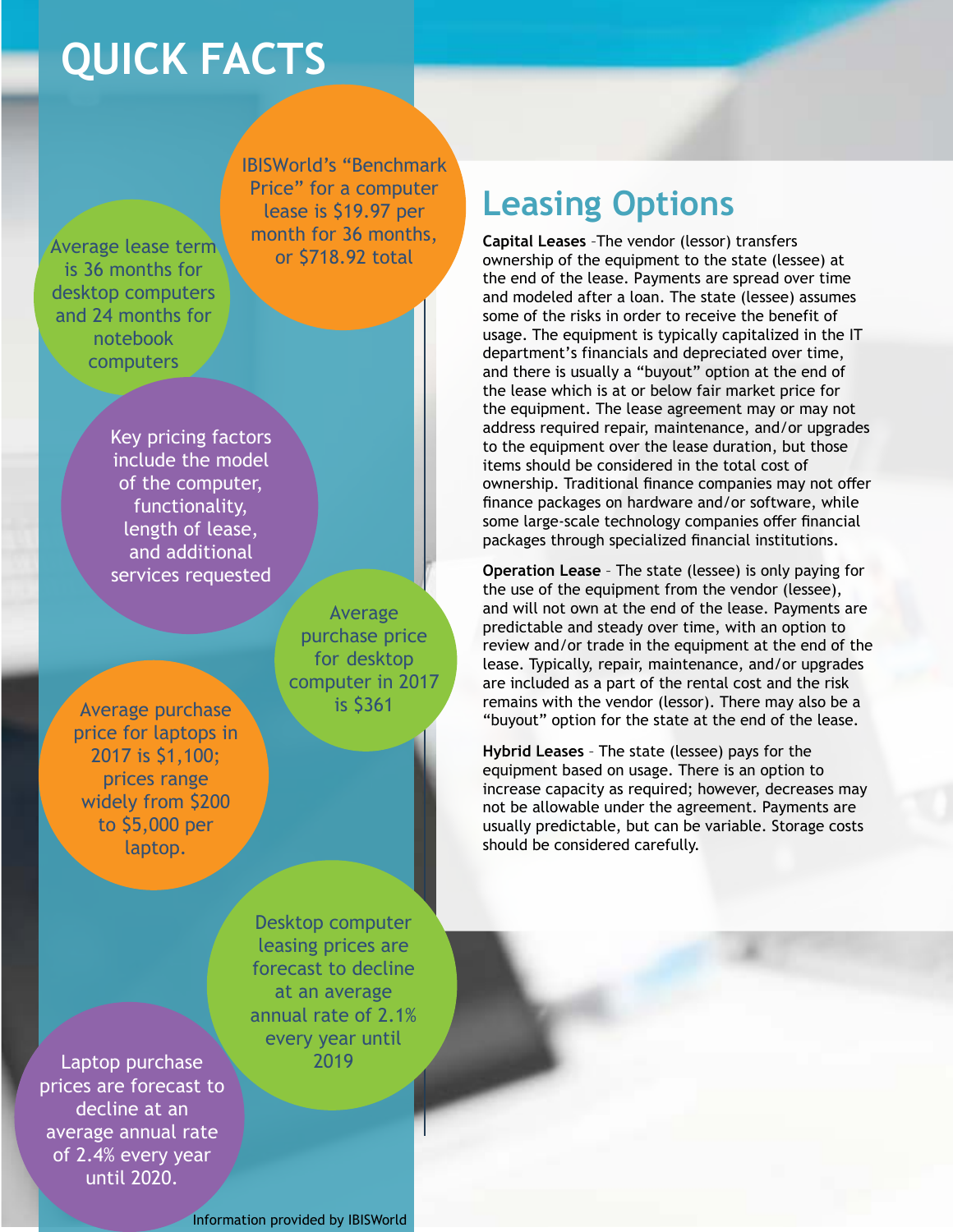# QUICK FACTS

IBISWorld's "Benchmark Price" for a computer lease is $19.97 per month for 36 months, or $718.92 total

Average lease term is 36 months for desktop computers and 24 months for notebook computers

Key pricing factors include the model of the computer, functionality, length of lease, and additional services requested

Average purchase price for desktop computer in 2017 is $361

Average purchase price for laptops in 2017 is $1,100; prices range widely from $200 to $5,000 per laptop.

Desktop computer leasing prices are forecast to decline at an average annual rate of 2.1% every year until 2019

Laptop purchase prices are forecast to decline at an average annual rate of 2.4% every year until 2020.

Information provided by IBISWorld

## Leasing Options

**Capital Leases** –The vendor (lessor) transfers ownership of the equipment to the state (lessee) at the end of the lease. Payments are spread over time and modeled after a loan. The state (lessee) assumes some of the risks in order to receive the benefit of usage. The equipment is typically capitalized in the IT department's financials and depreciated over time, and there is usually a "buyout" option at the end of the lease which is at or below fair market price for the equipment. The lease agreement may or may not address required repair, maintenance, and/or upgrades to the equipment over the lease duration, but those items should be considered in the total cost of ownership. Traditional finance companies may not offer finance packages on hardware and/or software, while some large-scale technology companies offer financial packages through specialized financial institutions.

**Operation Lease** – The state (lessee) is only paying for the use of the equipment from the vendor (lessee), and will not own at the end of the lease. Payments are predictable and steady over time, with an option to review and/or trade in the equipment at the end of the lease. Typically, repair, maintenance, and/or upgrades are included as a part of the rental cost and the risk remains with the vendor (lessor). There may also be a "buyout" option for the state at the end of the lease.

**Hybrid Leases** – The state (lessee) pays for the equipment based on usage. There is an option to increase capacity as required; however, decreases may not be allowable under the agreement. Payments are usually predictable, but can be variable. Storage costs should be considered carefully.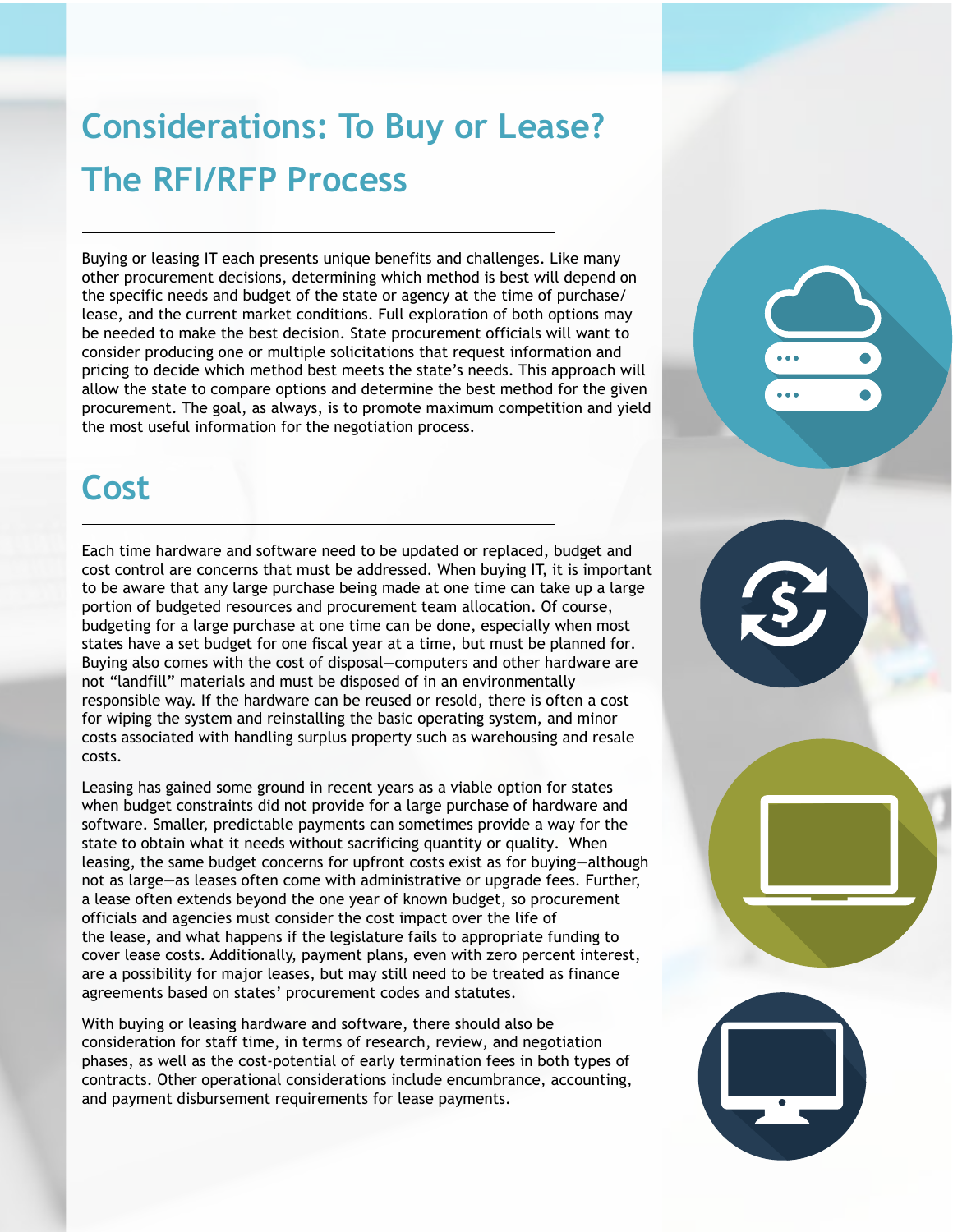# Considerations: To Buy or Lease? The RFI/RFP Process

Buying or leasing IT each presents unique benefits and challenges. Like many other procurement decisions, determining which method is best will depend on the specific needs and budget of the state or agency at the time of purchase/lease, and the current market conditions. Full exploration of both options may be needed to make the best decision. State procurement officials will want to consider producing one or multiple solicitations that request information and pricing to decide which method best meets the state's needs. This approach will allow the state to compare options and determine the best method for the given procurement. The goal, as always, is to promote maximum competition and yield the most useful information for the negotiation process.

## Cost

Each time hardware and software need to be updated or replaced, budget and cost control are concerns that must be addressed. When buying IT, it is important to be aware that any large purchase being made at one time can take up a large portion of budgeted resources and procurement team allocation. Of course, budgeting for a large purchase at one time can be done, especially when most states have a set budget for one fiscal year at a time, but must be planned for. Buying also comes with the cost of disposal—computers and other hardware are not "landfill" materials and must be disposed of in an environmentally responsible way. If the hardware can be reused or resold, there is often a cost for wiping the system and reinstalling the basic operating system, and minor costs associated with handling surplus property such as warehousing and resale costs.

Leasing has gained some ground in recent years as a viable option for states when budget constraints did not provide for a large purchase of hardware and software. Smaller, predictable payments can sometimes provide a way for the state to obtain what it needs without sacrificing quantity or quality. When leasing, the same budget concerns for upfront costs exist as for buying—although not as large—as leases often come with administrative or upgrade fees. Further, a lease often extends beyond the one year of known budget, so procurement officials and agencies must consider the cost impact over the life of the lease, and what happens if the legislature fails to appropriate funding to cover lease costs. Additionally, payment plans, even with zero percent interest, are a possibility for major leases, but may still need to be treated as finance agreements based on states' procurement codes and statutes.

With buying or leasing hardware and software, there should also be consideration for staff time, in terms of research, review, and negotiation phases, as well as the cost-potential of early termination fees in both types of contracts. Other operational considerations include encumbrance, accounting, and payment disbursement requirements for lease payments.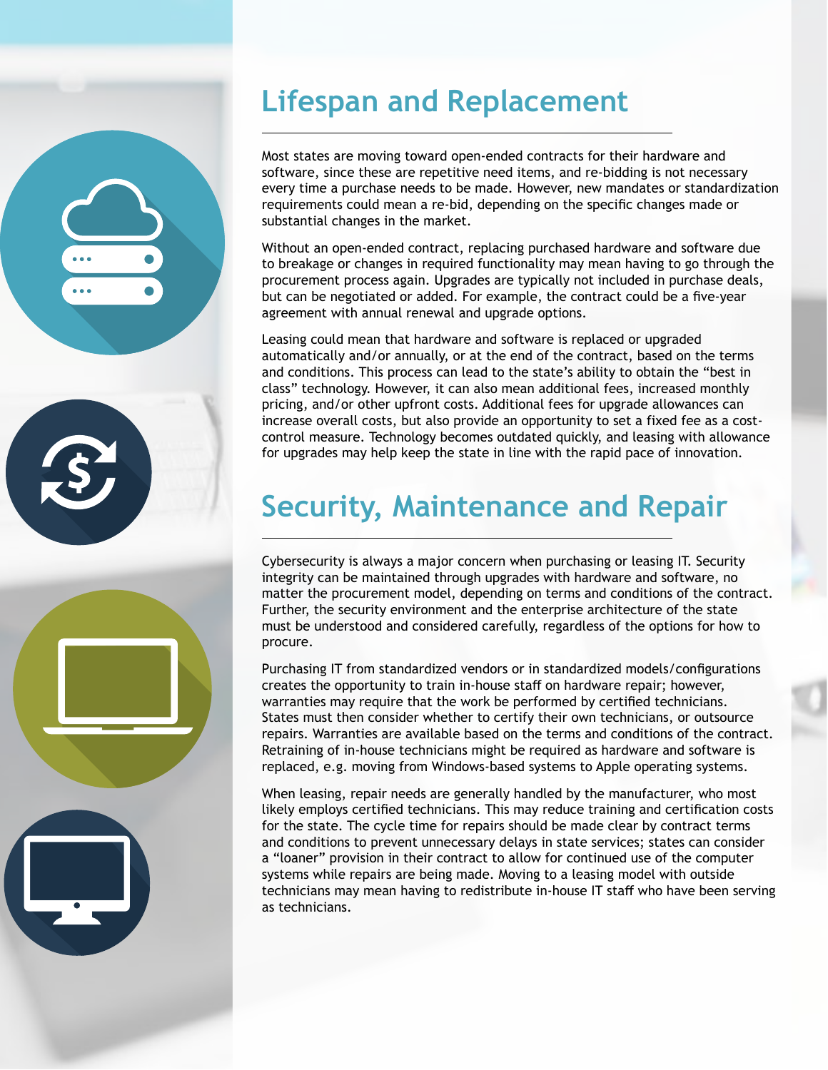## Lifespan and Replacement

Most states are moving toward open-ended contracts for their hardware and software, since these are repetitive need items, and re-bidding is not necessary every time a purchase needs to be made. However, new mandates or standardization requirements could mean a re-bid, depending on the specific changes made or substantial changes in the market.

Without an open-ended contract, replacing purchased hardware and software due to breakage or changes in required functionality may mean having to go through the procurement process again. Upgrades are typically not included in purchase deals, but can be negotiated or added. For example, the contract could be a five-year agreement with annual renewal and upgrade options.

Leasing could mean that hardware and software is replaced or upgraded automatically and/or annually, or at the end of the contract, based on the terms and conditions. This process can lead to the state's ability to obtain the "best in class" technology. However, it can also mean additional fees, increased monthly pricing, and/or other upfront costs. Additional fees for upgrade allowances can increase overall costs, but also provide an opportunity to set a fixed fee as a cost-control measure. Technology becomes outdated quickly, and leasing with allowance for upgrades may help keep the state in line with the rapid pace of innovation.

## Security, Maintenance and Repair

Cybersecurity is always a major concern when purchasing or leasing IT. Security integrity can be maintained through upgrades with hardware and software, no matter the procurement model, depending on terms and conditions of the contract. Further, the security environment and the enterprise architecture of the state must be understood and considered carefully, regardless of the options for how to procure.

Purchasing IT from standardized vendors or in standardized models/configurations creates the opportunity to train in-house staff on hardware repair; however, warranties may require that the work be performed by certified technicians. States must then consider whether to certify their own technicians, or outsource repairs. Warranties are available based on the terms and conditions of the contract. Retraining of in-house technicians might be required as hardware and software is replaced, e.g. moving from Windows-based systems to Apple operating systems.

When leasing, repair needs are generally handled by the manufacturer, who most likely employs certified technicians. This may reduce training and certification costs for the state. The cycle time for repairs should be made clear by contract terms and conditions to prevent unnecessary delays in state services; states can consider a "loaner" provision in their contract to allow for continued use of the computer systems while repairs are being made. Moving to a leasing model with outside technicians may mean having to redistribute in-house IT staff who have been serving as technicians.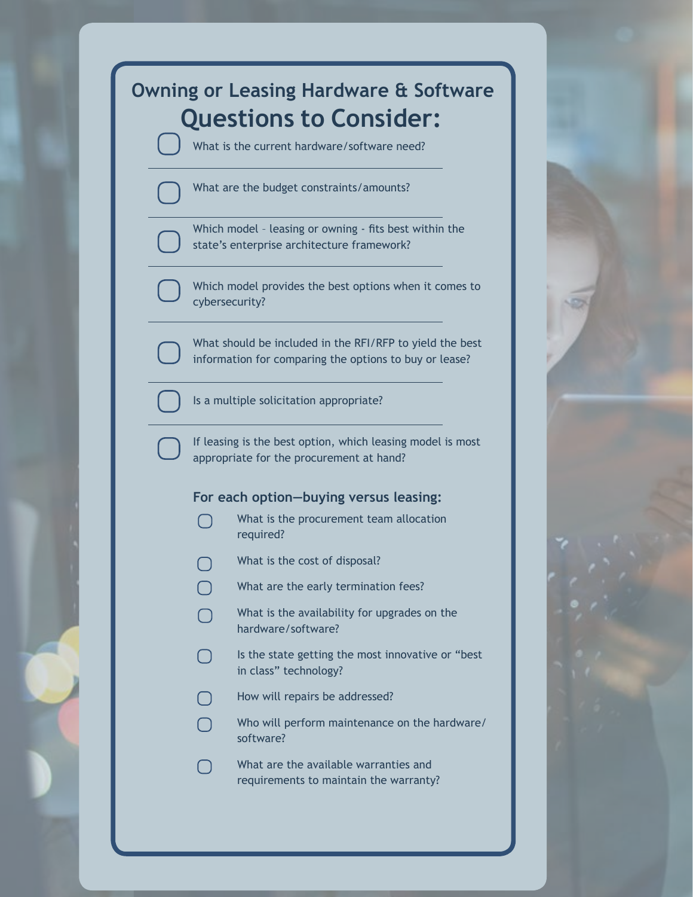## Owning or Leasing Hardware & Software

# Questions to Consider:

- [ ] What is the current hardware/software need?
- [ ] What are the budget constraints/amounts?
- [ ] Which model – leasing or owning - fits best within the state's enterprise architecture framework?
- [ ] Which model provides the best options when it comes to cybersecurity?
- [ ] What should be included in the RFI/RFP to yield the best information for comparing the options to buy or lease?
- [ ] Is a multiple solicitation appropriate?
- [ ] If leasing is the best option, which leasing model is most appropriate for the procurement at hand?

### For each option—buying versus leasing:

- [ ] What is the procurement team allocation required?
- [ ] What is the cost of disposal?
- [ ] What are the early termination fees?
- [ ] What is the availability for upgrades on the hardware/software?
- [ ] Is the state getting the most innovative or "best in class" technology?
- [ ] How will repairs be addressed?
- [ ] Who will perform maintenance on the hardware/software?
- [ ] What are the available warranties and requirements to maintain the warranty?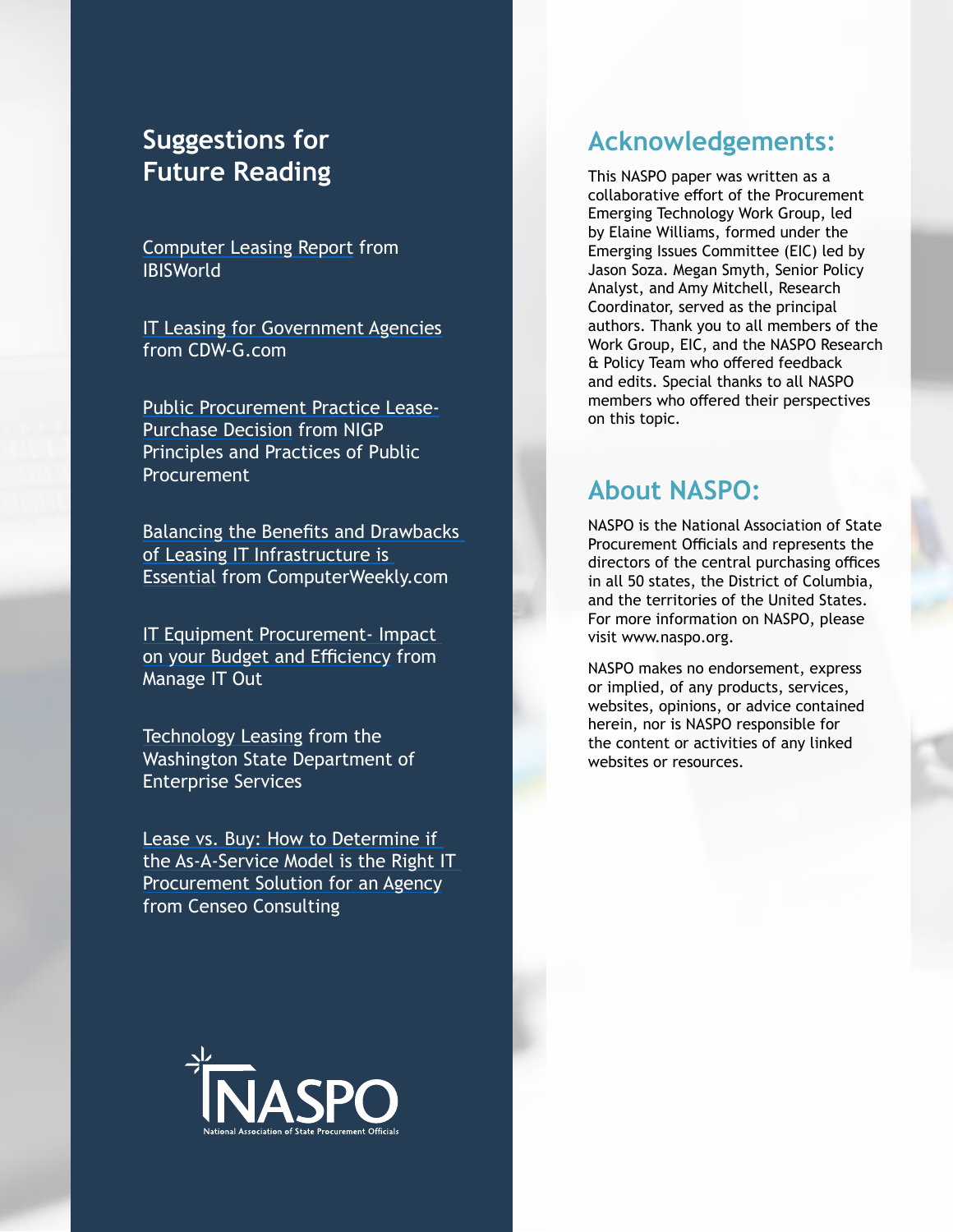## Suggestions for Future Reading

Computer Leasing Report from IBISWorld

IT Leasing for Government Agencies from CDW-G.com

Public Procurement Practice Lease-Purchase Decision from NIGP Principles and Practices of Public Procurement

Balancing the Benefits and Drawbacks of Leasing IT Infrastructure is Essential from ComputerWeekly.com

IT Equipment Procurement- Impact on your Budget and Efficiency from Manage IT Out

Technology Leasing from the Washington State Department of Enterprise Services

Lease vs. Buy: How to Determine if the As-A-Service Model is the Right IT Procurement Solution for an Agency from Censeo Consulting

NASPO

National Association of State Procurement Officials

## Acknowledgements:

This NASPO paper was written as a collaborative effort of the Procurement Emerging Technology Work Group, led by Elaine Williams, formed under the Emerging Issues Committee (EIC) led by Jason Soza. Megan Smyth, Senior Policy Analyst, and Amy Mitchell, Research Coordinator, served as the principal authors. Thank you to all members of the Work Group, EIC, and the NASPO Research & Policy Team who offered feedback and edits. Special thanks to all NASPO members who offered their perspectives on this topic.

## About NASPO:

NASPO is the National Association of State Procurement Officials and represents the directors of the central purchasing offices in all 50 states, the District of Columbia, and the territories of the United States. For more information on NASPO, please visit www.naspo.org.

NASPO makes no endorsement, express or implied, of any products, services, websites, opinions, or advice contained herein, nor is NASPO responsible for the content or activities of any linked websites or resources.